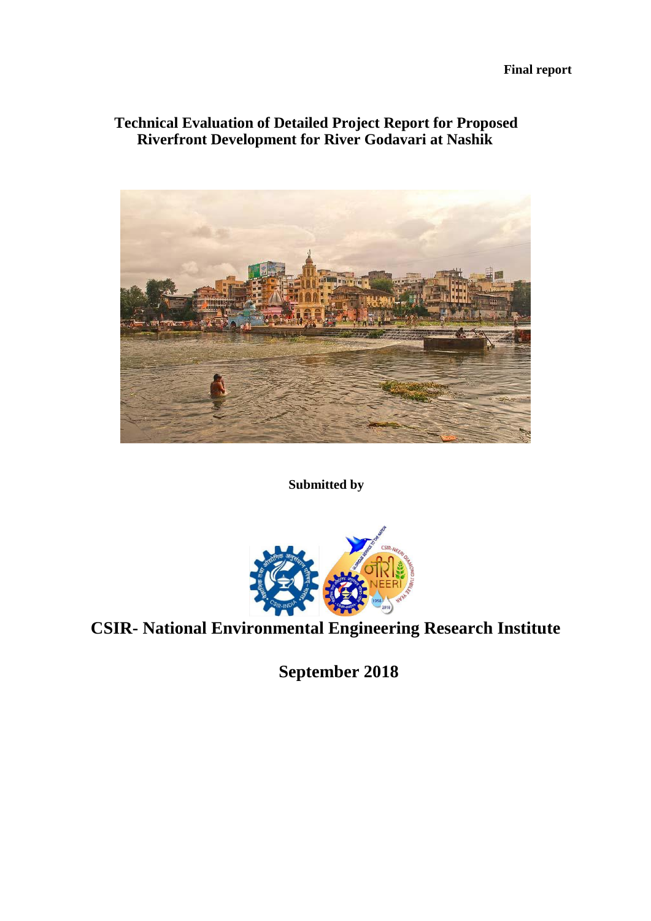**Final report**

# Technical Evaluation of Detailed Project Report for Proposed Riverfront Development for River Godavari at Nashik

**Submitted by**

## CSIR- National Environmental Engineering Research Institute

## September 2018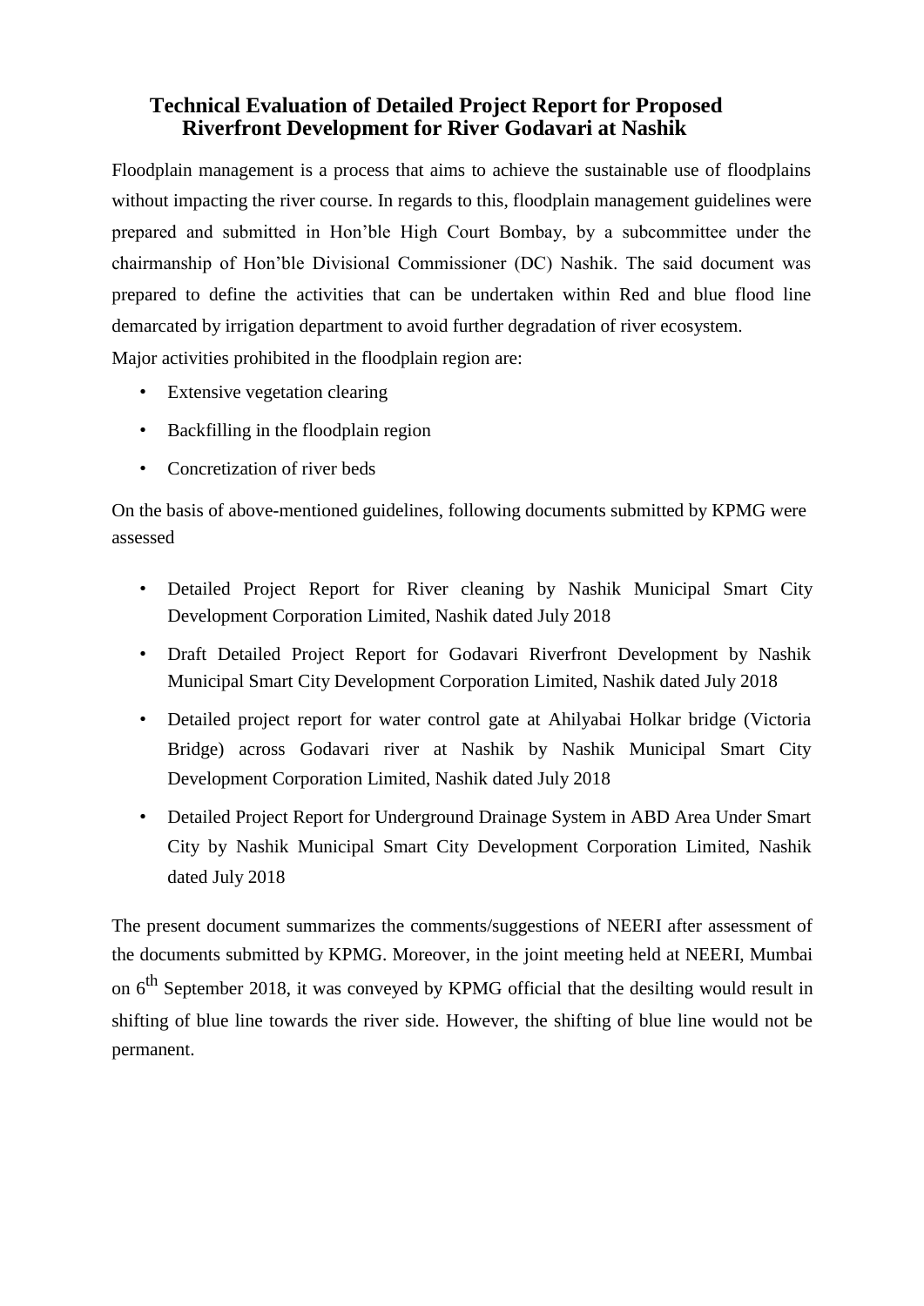# Technical Evaluation of Detailed Project Report for Proposed Riverfront Development for River Godavari at Nashik

Floodplain management is a process that aims to achieve the sustainable use of floodplains without impacting the river course. In regards to this, floodplain management guidelines were prepared and submitted in Hon'ble High Court Bombay, by a subcommittee under the chairmanship of Hon'ble Divisional Commissioner (DC) Nashik. The said document was prepared to define the activities that can be undertaken within Red and blue flood line demarcated by irrigation department to avoid further degradation of river ecosystem.

Major activities prohibited in the floodplain region are:

- Extensive vegetation clearing
- Backfilling in the floodplain region
- Concretization of river beds

On the basis of above-mentioned guidelines, following documents submitted by KPMG were assessed

- Detailed Project Report for River cleaning by Nashik Municipal Smart City Development Corporation Limited, Nashik dated July 2018
- Draft Detailed Project Report for Godavari Riverfront Development by Nashik Municipal Smart City Development Corporation Limited, Nashik dated July 2018
- Detailed project report for water control gate at Ahilyabai Holkar bridge (Victoria Bridge) across Godavari river at Nashik by Nashik Municipal Smart City Development Corporation Limited, Nashik dated July 2018
- Detailed Project Report for Underground Drainage System in ABD Area Under Smart City by Nashik Municipal Smart City Development Corporation Limited, Nashik dated July 2018

The present document summarizes the comments/suggestions of NEERI after assessment of the documents submitted by KPMG. Moreover, in the joint meeting held at NEERI, Mumbai on 6th September 2018, it was conveyed by KPMG official that the desilting would result in shifting of blue line towards the river side. However, the shifting of blue line would not be permanent.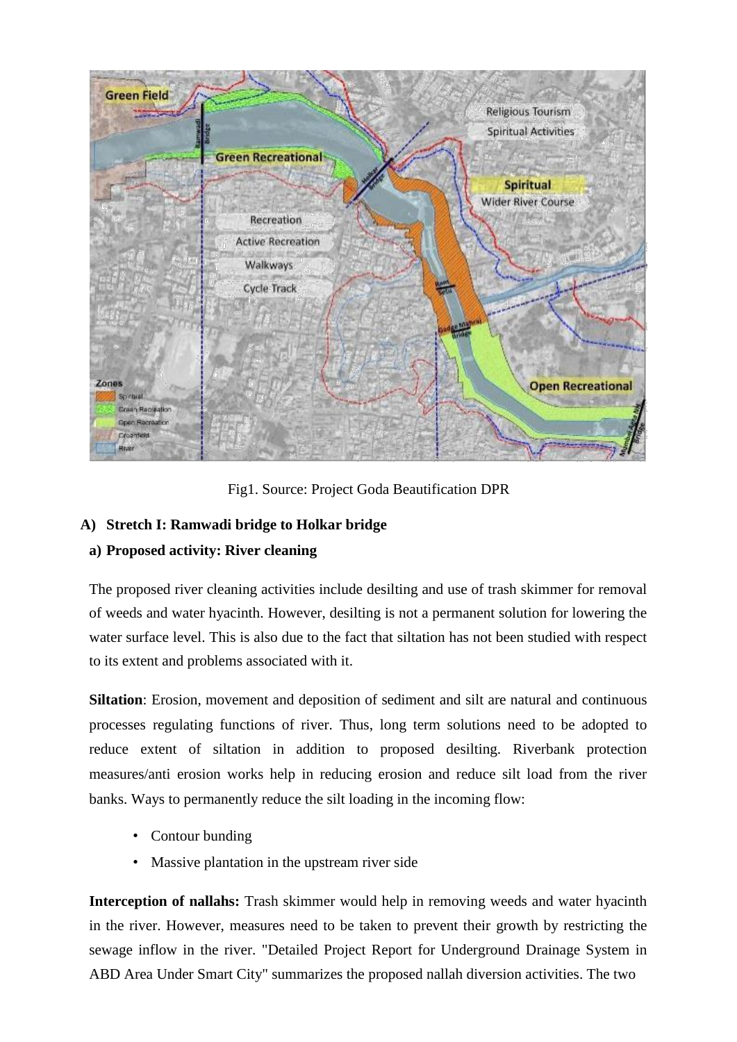Fig1. Source: Project Goda Beautification DPR

## A) Stretch I: Ramwadi bridge to Holkar bridge

### a) Proposed activity: River cleaning

The proposed river cleaning activities include desilting and use of trash skimmer for removal of weeds and water hyacinth. However, desilting is not a permanent solution for lowering the water surface level. This is also due to the fact that siltation has not been studied with respect to its extent and problems associated with it.

**Siltation**: Erosion, movement and deposition of sediment and silt are natural and continuous processes regulating functions of river. Thus, long term solutions need to be adopted to reduce extent of siltation in addition to proposed desilting. Riverbank protection measures/anti erosion works help in reducing erosion and reduce silt load from the river banks. Ways to permanently reduce the silt loading in the incoming flow:

- Contour bunding
- Massive plantation in the upstream river side

**Interception of nallahs:** Trash skimmer would help in removing weeds and water hyacinth in the river. However, measures need to be taken to prevent their growth by restricting the sewage inflow in the river. "Detailed Project Report for Underground Drainage System in ABD Area Under Smart City" summarizes the proposed nallah diversion activities. The two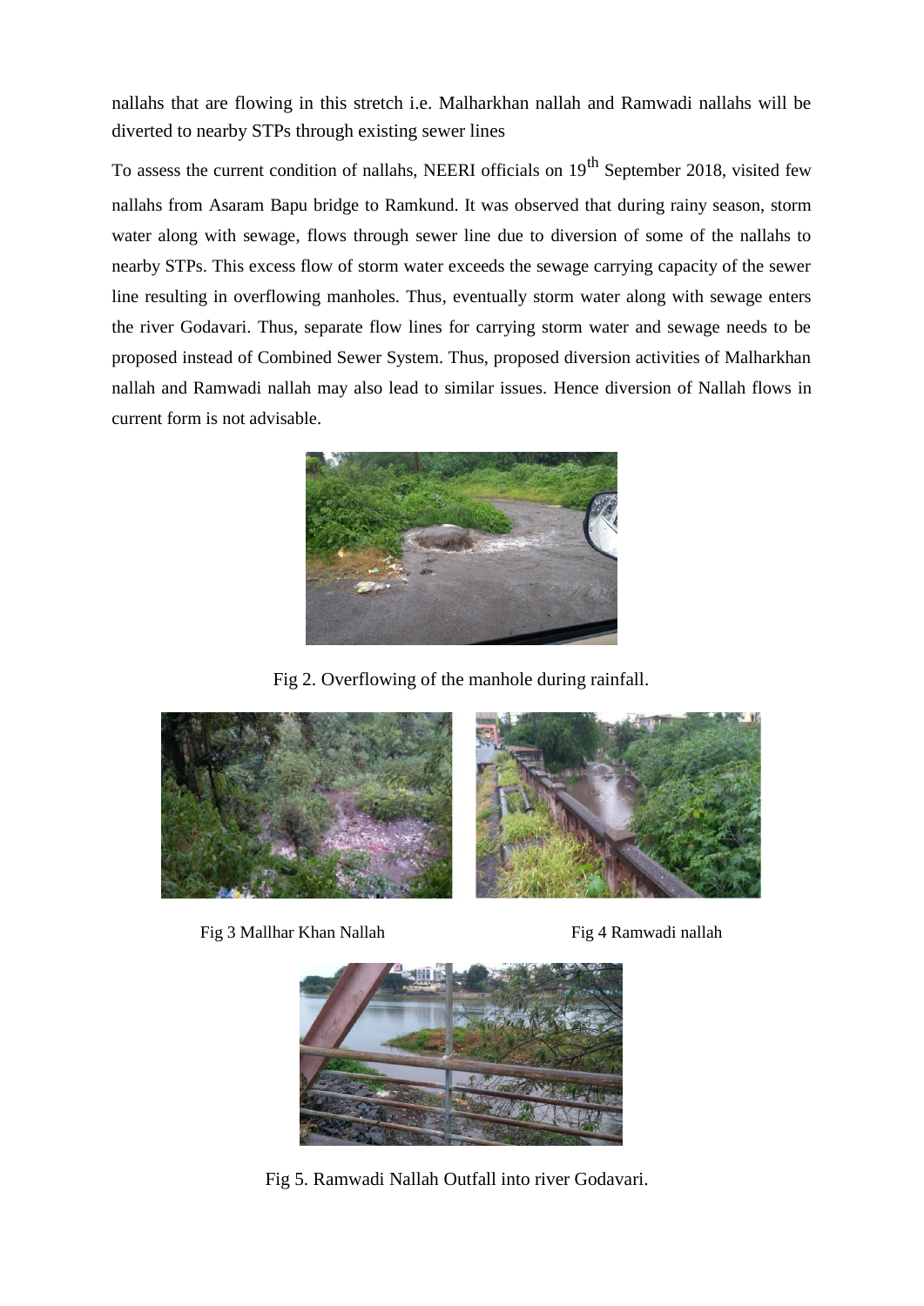nallahs that are flowing in this stretch i.e. Malharkhan nallah and Ramwadi nallahs will be diverted to nearby STPs through existing sewer lines

To assess the current condition of nallahs, NEERI officials on 19th September 2018, visited few nallahs from Asaram Bapu bridge to Ramkund. It was observed that during rainy season, storm water along with sewage, flows through sewer line due to diversion of some of the nallahs to nearby STPs. This excess flow of storm water exceeds the sewage carrying capacity of the sewer line resulting in overflowing manholes. Thus, eventually storm water along with sewage enters the river Godavari. Thus, separate flow lines for carrying storm water and sewage needs to be proposed instead of Combined Sewer System. Thus, proposed diversion activities of Malharkhan nallah and Ramwadi nallah may also lead to similar issues. Hence diversion of Nallah flows in current form is not advisable.

Fig 2. Overflowing of the manhole during rainfall.

Fig 3 Mallhar Khan Nallah

Fig 4 Ramwadi nallah

Fig 5. Ramwadi Nallah Outfall into river Godavari.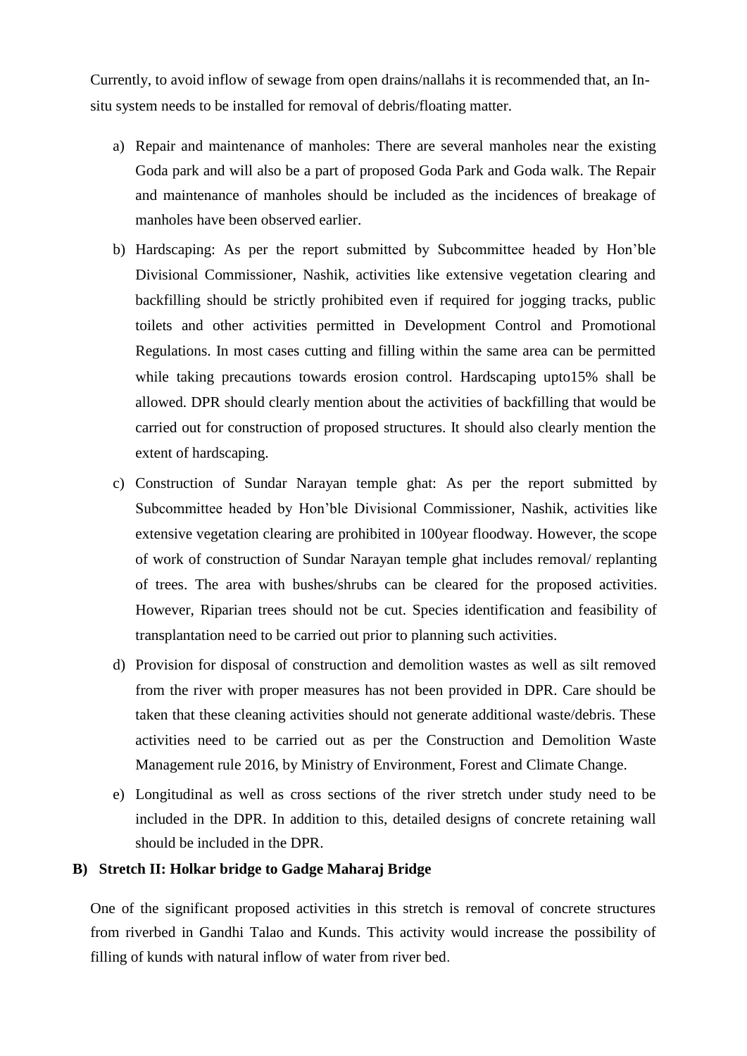Currently, to avoid inflow of sewage from open drains/nallahs it is recommended that, an In-situ system needs to be installed for removal of debris/floating matter.

a) Repair and maintenance of manholes: There are several manholes near the existing Goda park and will also be a part of proposed Goda Park and Goda walk. The Repair and maintenance of manholes should be included as the incidences of breakage of manholes have been observed earlier.

b) Hardscaping: As per the report submitted by Subcommittee headed by Hon'ble Divisional Commissioner, Nashik, activities like extensive vegetation clearing and backfilling should be strictly prohibited even if required for jogging tracks, public toilets and other activities permitted in Development Control and Promotional Regulations. In most cases cutting and filling within the same area can be permitted while taking precautions towards erosion control. Hardscaping upto15% shall be allowed. DPR should clearly mention about the activities of backfilling that would be carried out for construction of proposed structures. It should also clearly mention the extent of hardscaping.

c) Construction of Sundar Narayan temple ghat: As per the report submitted by Subcommittee headed by Hon'ble Divisional Commissioner, Nashik, activities like extensive vegetation clearing are prohibited in 100year floodway. However, the scope of work of construction of Sundar Narayan temple ghat includes removal/ replanting of trees. The area with bushes/shrubs can be cleared for the proposed activities. However, Riparian trees should not be cut. Species identification and feasibility of transplantation need to be carried out prior to planning such activities.

d) Provision for disposal of construction and demolition wastes as well as silt removed from the river with proper measures has not been provided in DPR. Care should be taken that these cleaning activities should not generate additional waste/debris. These activities need to be carried out as per the Construction and Demolition Waste Management rule 2016, by Ministry of Environment, Forest and Climate Change.

e) Longitudinal as well as cross sections of the river stretch under study need to be included in the DPR. In addition to this, detailed designs of concrete retaining wall should be included in the DPR.

**B) Stretch II: Holkar bridge to Gadge Maharaj Bridge**

One of the significant proposed activities in this stretch is removal of concrete structures from riverbed in Gandhi Talao and Kunds. This activity would increase the possibility of filling of kunds with natural inflow of water from river bed.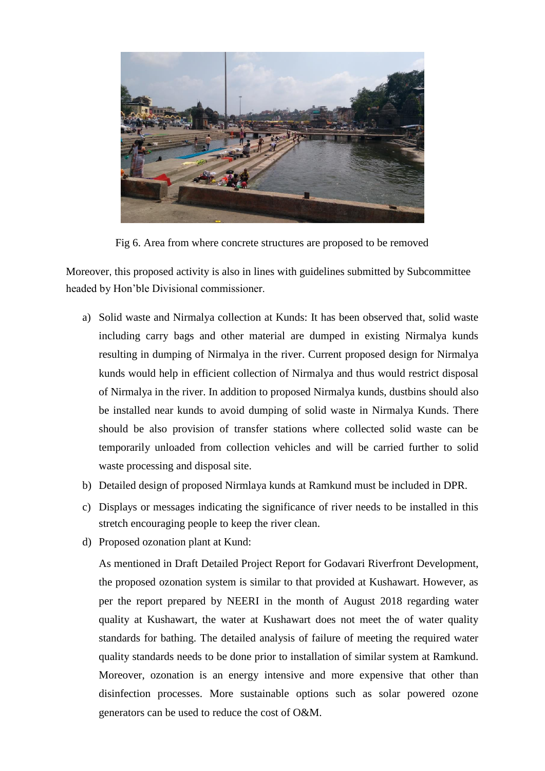Fig 6. Area from where concrete structures are proposed to be removed

Moreover, this proposed activity is also in lines with guidelines submitted by Subcommittee headed by Hon'ble Divisional commissioner.

a) Solid waste and Nirmalya collection at Kunds: It has been observed that, solid waste including carry bags and other material are dumped in existing Nirmalya kunds resulting in dumping of Nirmalya in the river. Current proposed design for Nirmalya kunds would help in efficient collection of Nirmalya and thus would restrict disposal of Nirmalya in the river. In addition to proposed Nirmalya kunds, dustbins should also be installed near kunds to avoid dumping of solid waste in Nirmalya Kunds. There should be also provision of transfer stations where collected solid waste can be temporarily unloaded from collection vehicles and will be carried further to solid waste processing and disposal site.

b) Detailed design of proposed Nirmlaya kunds at Ramkund must be included in DPR.

c) Displays or messages indicating the significance of river needs to be installed in this stretch encouraging people to keep the river clean.

d) Proposed ozonation plant at Kund:

   As mentioned in Draft Detailed Project Report for Godavari Riverfront Development, the proposed ozonation system is similar to that provided at Kushawart. However, as per the report prepared by NEERI in the month of August 2018 regarding water quality at Kushawart, the water at Kushawart does not meet the of water quality standards for bathing. The detailed analysis of failure of meeting the required water quality standards needs to be done prior to installation of similar system at Ramkund. Moreover, ozonation is an energy intensive and more expensive that other than disinfection processes. More sustainable options such as solar powered ozone generators can be used to reduce the cost of O&M.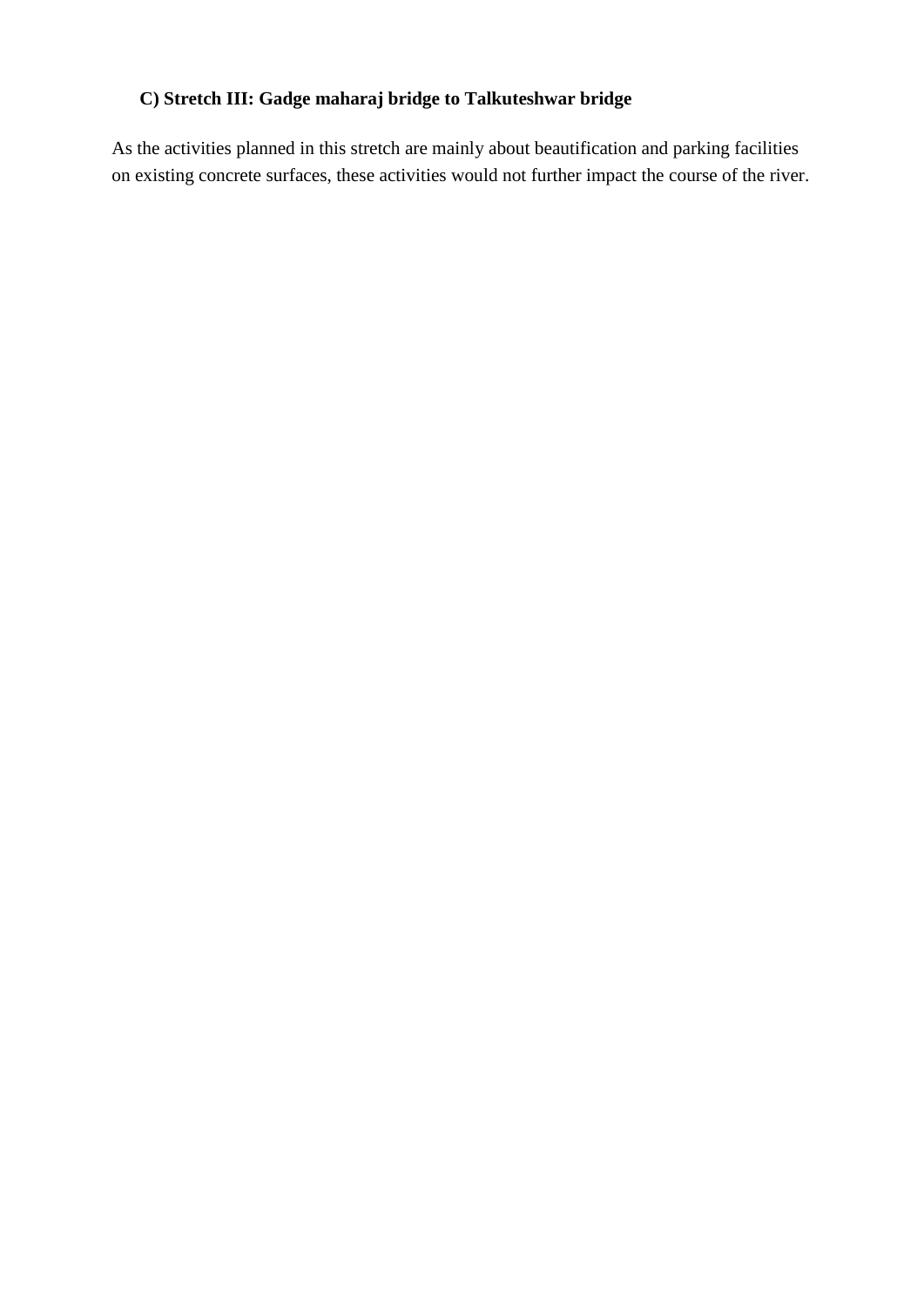### C) Stretch III: Gadge maharaj bridge to Talkuteshwar bridge

As the activities planned in this stretch are mainly about beautification and parking facilities on existing concrete surfaces, these activities would not further impact the course of the river.